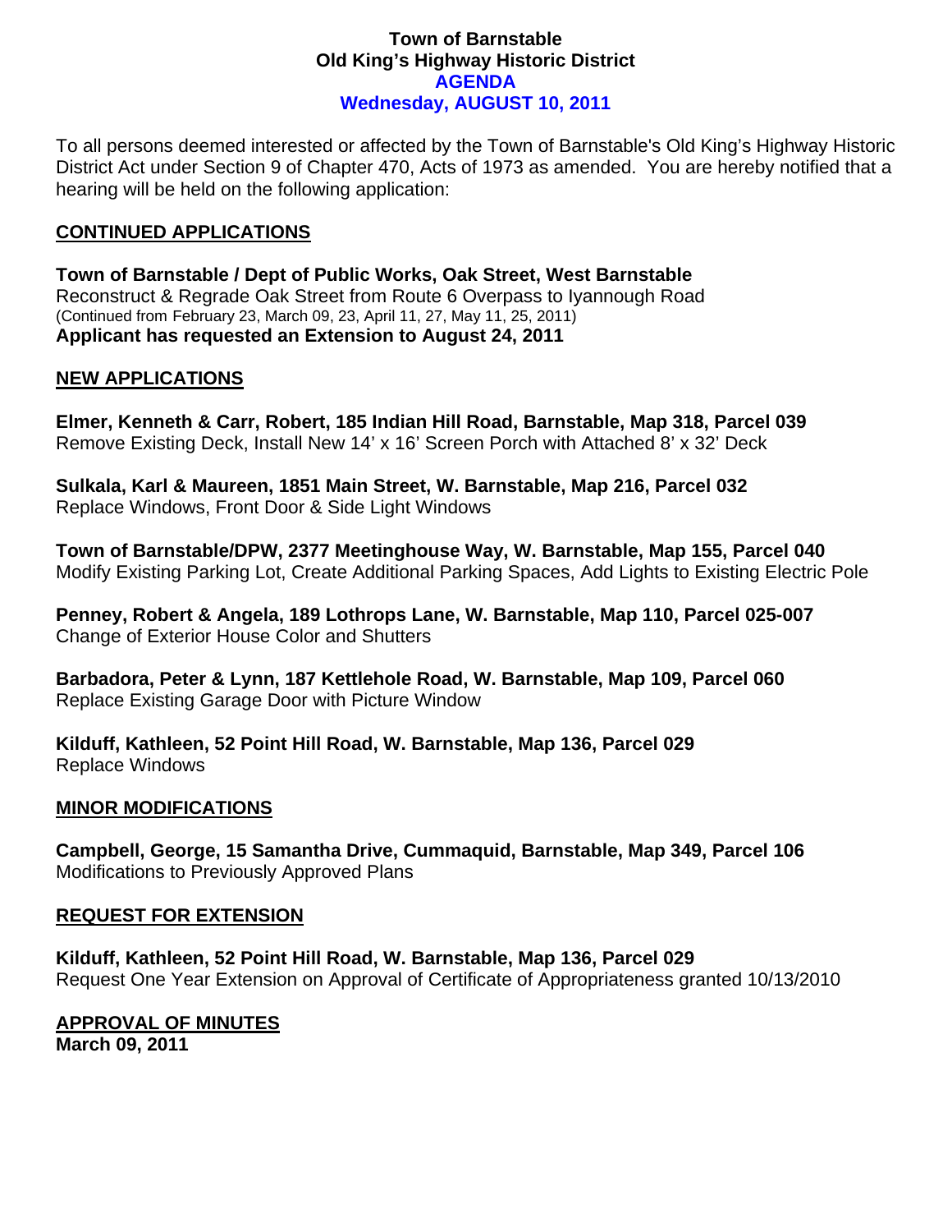# Town of Barnstable
# Old King's Highway Historic District
# AGENDA
# Wednesday, AUGUST 10, 2011

To all persons deemed interested or affected by the Town of Barnstable's Old King's Highway Historic District Act under Section 9 of Chapter 470, Acts of 1973 as amended. You are hereby notified that a hearing will be held on the following application:

## CONTINUED APPLICATIONS

**Town of Barnstable / Dept of Public Works, Oak Street, West Barnstable**
Reconstruct & Regrade Oak Street from Route 6 Overpass to Iyannough Road
(Continued from February 23, March 09, 23, April 11, 27, May 11, 25, 2011)
**Applicant has requested an Extension to August 24, 2011**

## NEW APPLICATIONS

**Elmer, Kenneth & Carr, Robert, 185 Indian Hill Road, Barnstable, Map 318, Parcel 039**
Remove Existing Deck, Install New 14' x 16' Screen Porch with Attached 8' x 32' Deck

**Sulkala, Karl & Maureen, 1851 Main Street, W. Barnstable, Map 216, Parcel 032**
Replace Windows, Front Door & Side Light Windows

**Town of Barnstable/DPW, 2377 Meetinghouse Way, W. Barnstable, Map 155, Parcel 040**
Modify Existing Parking Lot, Create Additional Parking Spaces, Add Lights to Existing Electric Pole

**Penney, Robert & Angela, 189 Lothrops Lane, W. Barnstable, Map 110, Parcel 025-007**
Change of Exterior House Color and Shutters

**Barbadora, Peter & Lynn, 187 Kettlehole Road, W. Barnstable, Map 109, Parcel 060**
Replace Existing Garage Door with Picture Window

**Kilduff, Kathleen, 52 Point Hill Road, W. Barnstable, Map 136, Parcel 029**
Replace Windows

## MINOR MODIFICATIONS

**Campbell, George, 15 Samantha Drive, Cummaquid, Barnstable, Map 349, Parcel 106**
Modifications to Previously Approved Plans

## REQUEST FOR EXTENSION

**Kilduff, Kathleen, 52 Point Hill Road, W. Barnstable, Map 136, Parcel 029**
Request One Year Extension on Approval of Certificate of Appropriateness granted 10/13/2010

## APPROVAL OF MINUTES

**March 09, 2011**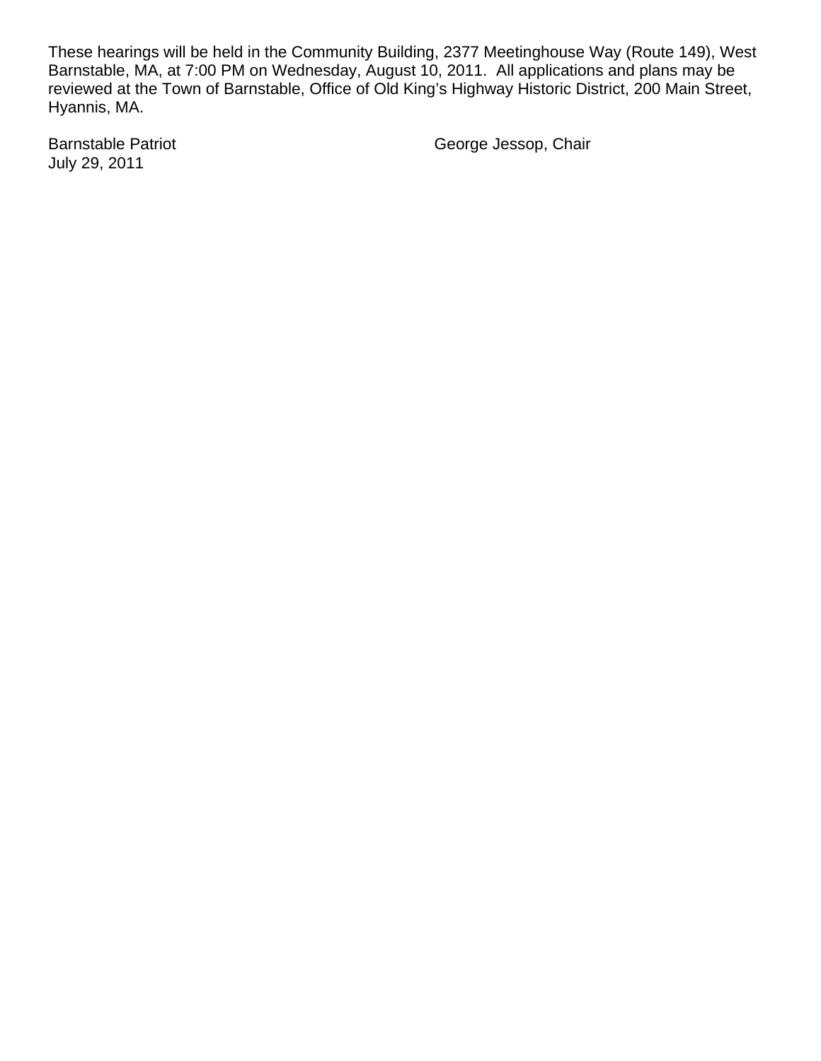These hearings will be held in the Community Building, 2377 Meetinghouse Way (Route 149), West Barnstable, MA, at 7:00 PM on Wednesday, August 10, 2011.  All applications and plans may be reviewed at the Town of Barnstable, Office of Old King's Highway Historic District, 200 Main Street, Hyannis, MA.

Barnstable Patriot
July 29, 2011

George Jessop, Chair